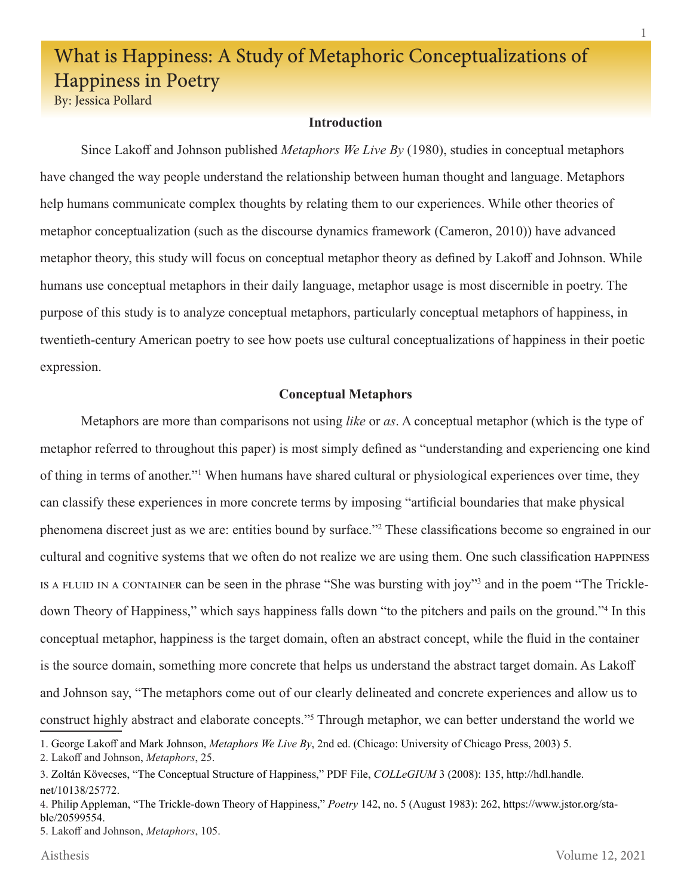# What is Happiness: A Study of Metaphoric Conceptualizations of Happiness in Poetry

By: Jessica Pollard

## Introduction

Since Lakoff and Johnson published *Metaphors We Live By* (1980), studies in conceptual metaphors have changed the way people understand the relationship between human thought and language. Metaphors help humans communicate complex thoughts by relating them to our experiences. While other theories of metaphor conceptualization (such as the discourse dynamics framework (Cameron, 2010)) have advanced metaphor theory, this study will focus on conceptual metaphor theory as defined by Lakoff and Johnson. While humans use conceptual metaphors in their daily language, metaphor usage is most discernible in poetry. The purpose of this study is to analyze conceptual metaphors, particularly conceptual metaphors of happiness, in twentieth-century American poetry to see how poets use cultural conceptualizations of happiness in their poetic expression.

## Conceptual Metaphors

Metaphors are more than comparisons not using *like* or *as*. A conceptual metaphor (which is the type of metaphor referred to throughout this paper) is most simply defined as "understanding and experiencing one kind of thing in terms of another."[1] When humans have shared cultural or physiological experiences over time, they can classify these experiences in more concrete terms by imposing "artificial boundaries that make physical phenomena discreet just as we are: entities bound by surface."[2] These classifications become so engrained in our cultural and cognitive systems that we often do not realize we are using them. One such classification HAPPINESS IS A FLUID IN A CONTAINER can be seen in the phrase "She was bursting with joy"[3] and in the poem "The Trickle-down Theory of Happiness," which says happiness falls down "to the pitchers and pails on the ground."[4] In this conceptual metaphor, happiness is the target domain, often an abstract concept, while the fluid in the container is the source domain, something more concrete that helps us understand the abstract target domain. As Lakoff and Johnson say, "The metaphors come out of our clearly delineated and concrete experiences and allow us to construct highly abstract and elaborate concepts."[5] Through metaphor, we can better understand the world we

---

1. George Lakoff and Mark Johnson, *Metaphors We Live By*, 2nd ed. (Chicago: University of Chicago Press, 2003) 5.
2. Lakoff and Johnson, *Metaphors*, 25.
3. Zoltán Kövecses, "The Conceptual Structure of Happiness," PDF File, *COLLeGIUM* 3 (2008): 135, http://hdl.handle.net/10138/25772.
4. Philip Appleman, "The Trickle-down Theory of Happiness," *Poetry* 142, no. 5 (August 1983): 262, https://www.jstor.org/stable/20599554.
5. Lakoff and Johnson, *Metaphors*, 105.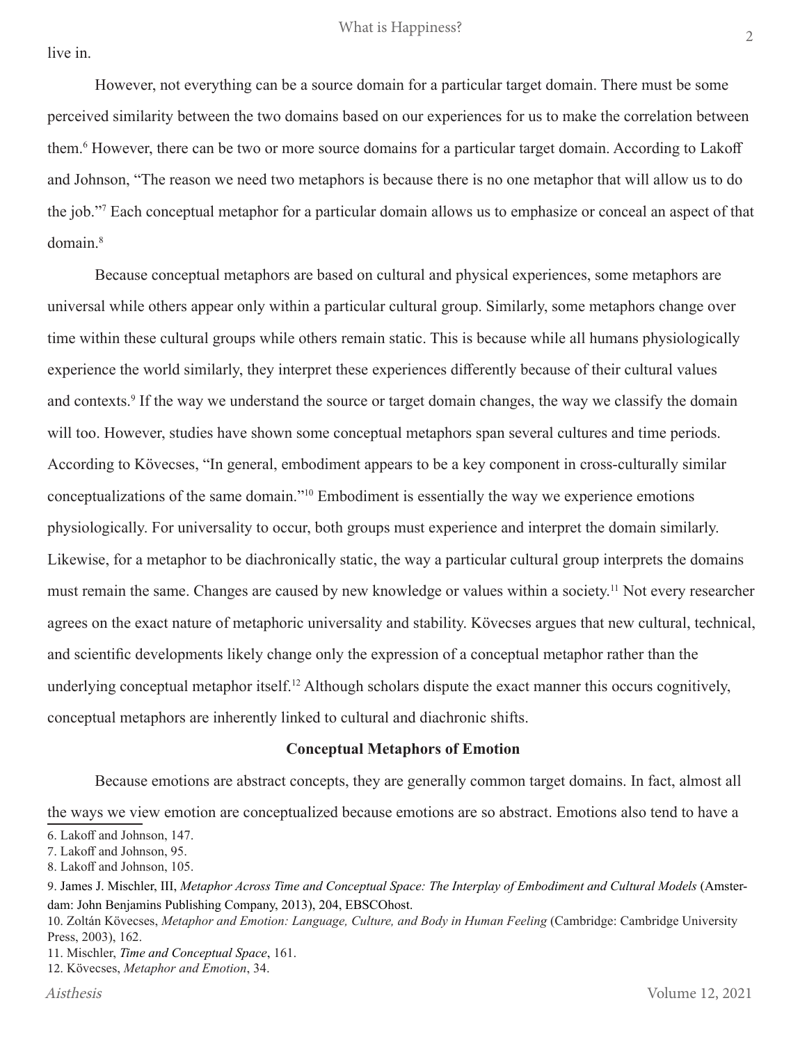live in.

However, not everything can be a source domain for a particular target domain. There must be some perceived similarity between the two domains based on our experiences for us to make the correlation between them.[6] However, there can be two or more source domains for a particular target domain. According to Lakoff and Johnson, "The reason we need two metaphors is because there is no one metaphor that will allow us to do the job."[7] Each conceptual metaphor for a particular domain allows us to emphasize or conceal an aspect of that domain.[8]

Because conceptual metaphors are based on cultural and physical experiences, some metaphors are universal while others appear only within a particular cultural group. Similarly, some metaphors change over time within these cultural groups while others remain static. This is because while all humans physiologically experience the world similarly, they interpret these experiences differently because of their cultural values and contexts.[9] If the way we understand the source or target domain changes, the way we classify the domain will too. However, studies have shown some conceptual metaphors span several cultures and time periods. According to Kövecses, "In general, embodiment appears to be a key component in cross-culturally similar conceptualizations of the same domain."[10] Embodiment is essentially the way we experience emotions physiologically. For universality to occur, both groups must experience and interpret the domain similarly. Likewise, for a metaphor to be diachronically static, the way a particular cultural group interprets the domains must remain the same. Changes are caused by new knowledge or values within a society.[11] Not every researcher agrees on the exact nature of metaphoric universality and stability. Kövecses argues that new cultural, technical, and scientific developments likely change only the expression of a conceptual metaphor rather than the underlying conceptual metaphor itself.[12] Although scholars dispute the exact manner this occurs cognitively, conceptual metaphors are inherently linked to cultural and diachronic shifts.

### Conceptual Metaphors of Emotion

Because emotions are abstract concepts, they are generally common target domains. In fact, almost all the ways we view emotion are conceptualized because emotions are so abstract. Emotions also tend to have a

---

6. Lakoff and Johnson, 147.

7. Lakoff and Johnson, 95.

8. Lakoff and Johnson, 105.

9. James J. Mischler, III, *Metaphor Across Time and Conceptual Space: The Interplay of Embodiment and Cultural Models* (Amsterdam: John Benjamins Publishing Company, 2013), 204, EBSCOhost.

10. Zoltán Kövecses, *Metaphor and Emotion: Language, Culture, and Body in Human Feeling* (Cambridge: Cambridge University Press, 2003), 162.

11. Mischler, *Time and Conceptual Space*, 161.

12. Kövecses, *Metaphor and Emotion*, 34.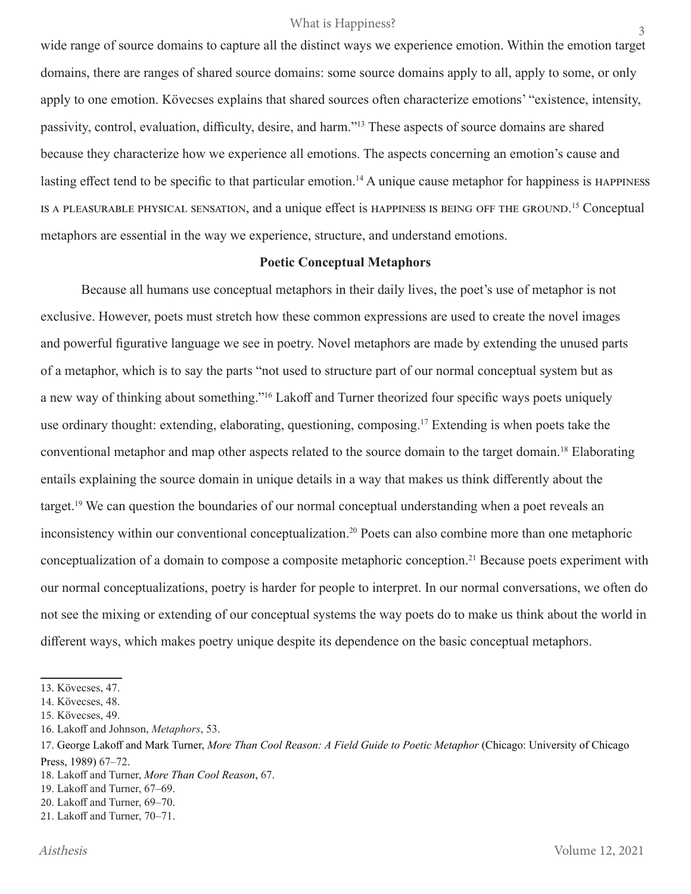wide range of source domains to capture all the distinct ways we experience emotion. Within the emotion target domains, there are ranges of shared source domains: some source domains apply to all, apply to some, or only apply to one emotion. Kövecses explains that shared sources often characterize emotions' "existence, intensity, passivity, control, evaluation, difficulty, desire, and harm."[13] These aspects of source domains are shared because they characterize how we experience all emotions. The aspects concerning an emotion's cause and lasting effect tend to be specific to that particular emotion.[14] A unique cause metaphor for happiness is HAPPINESS IS A PLEASURABLE PHYSICAL SENSATION, and a unique effect is HAPPINESS IS BEING OFF THE GROUND.[15] Conceptual metaphors are essential in the way we experience, structure, and understand emotions.

## Poetic Conceptual Metaphors

Because all humans use conceptual metaphors in their daily lives, the poet's use of metaphor is not exclusive. However, poets must stretch how these common expressions are used to create the novel images and powerful figurative language we see in poetry. Novel metaphors are made by extending the unused parts of a metaphor, which is to say the parts "not used to structure part of our normal conceptual system but as a new way of thinking about something."[16] Lakoff and Turner theorized four specific ways poets uniquely use ordinary thought: extending, elaborating, questioning, composing.[17] Extending is when poets take the conventional metaphor and map other aspects related to the source domain to the target domain.[18] Elaborating entails explaining the source domain in unique details in a way that makes us think differently about the target.[19] We can question the boundaries of our normal conceptual understanding when a poet reveals an inconsistency within our conventional conceptualization.[20] Poets can also combine more than one metaphoric conceptualization of a domain to compose a composite metaphoric conception.[21] Because poets experiment with our normal conceptualizations, poetry is harder for people to interpret. In our normal conversations, we often do not see the mixing or extending of our conceptual systems the way poets do to make us think about the world in different ways, which makes poetry unique despite its dependence on the basic conceptual metaphors.

---

13. Kövecses, 47.
14. Kövecses, 48.
15. Kövecses, 49.
16. Lakoff and Johnson, *Metaphors*, 53.
17. George Lakoff and Mark Turner, *More Than Cool Reason: A Field Guide to Poetic Metaphor* (Chicago: University of Chicago Press, 1989) 67–72.
18. Lakoff and Turner, *More Than Cool Reason*, 67.
19. Lakoff and Turner, 67–69.
20. Lakoff and Turner, 69–70.
21. Lakoff and Turner, 70–71.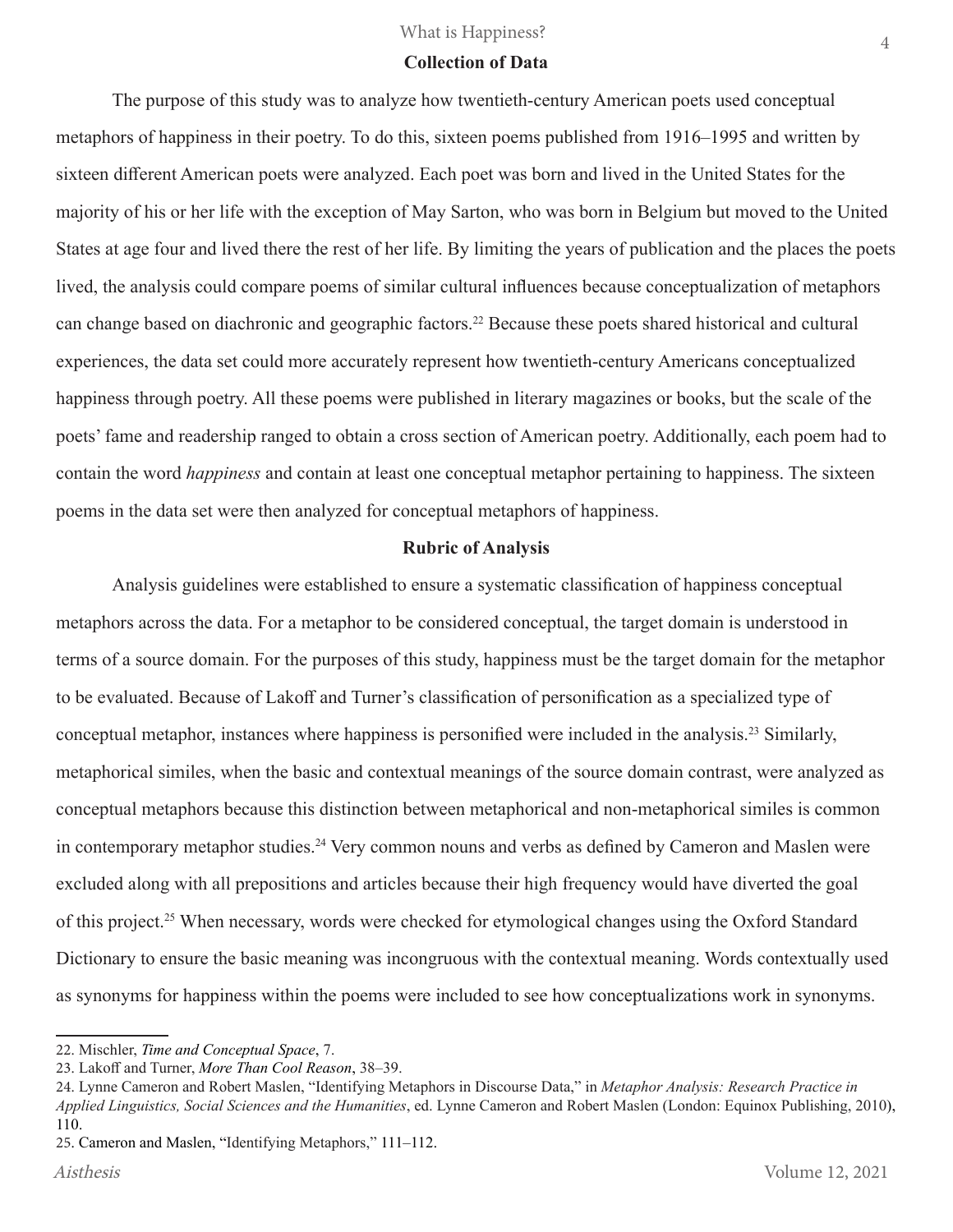## Collection of Data

The purpose of this study was to analyze how twentieth-century American poets used conceptual metaphors of happiness in their poetry. To do this, sixteen poems published from 1916–1995 and written by sixteen different American poets were analyzed. Each poet was born and lived in the United States for the majority of his or her life with the exception of May Sarton, who was born in Belgium but moved to the United States at age four and lived there the rest of her life. By limiting the years of publication and the places the poets lived, the analysis could compare poems of similar cultural influences because conceptualization of metaphors can change based on diachronic and geographic factors.[22] Because these poets shared historical and cultural experiences, the data set could more accurately represent how twentieth-century Americans conceptualized happiness through poetry. All these poems were published in literary magazines or books, but the scale of the poets' fame and readership ranged to obtain a cross section of American poetry. Additionally, each poem had to contain the word *happiness* and contain at least one conceptual metaphor pertaining to happiness. The sixteen poems in the data set were then analyzed for conceptual metaphors of happiness.

## Rubric of Analysis

Analysis guidelines were established to ensure a systematic classification of happiness conceptual metaphors across the data. For a metaphor to be considered conceptual, the target domain is understood in terms of a source domain. For the purposes of this study, happiness must be the target domain for the metaphor to be evaluated. Because of Lakoff and Turner's classification of personification as a specialized type of conceptual metaphor, instances where happiness is personified were included in the analysis.[23] Similarly, metaphorical similes, when the basic and contextual meanings of the source domain contrast, were analyzed as conceptual metaphors because this distinction between metaphorical and non-metaphorical similes is common in contemporary metaphor studies.[24] Very common nouns and verbs as defined by Cameron and Maslen were excluded along with all prepositions and articles because their high frequency would have diverted the goal of this project.[25] When necessary, words were checked for etymological changes using the Oxford Standard Dictionary to ensure the basic meaning was incongruous with the contextual meaning. Words contextually used as synonyms for happiness within the poems were included to see how conceptualizations work in synonyms.

---

22. Mischler, *Time and Conceptual Space*, 7.

23. Lakoff and Turner, *More Than Cool Reason*, 38–39.

24. Lynne Cameron and Robert Maslen, "Identifying Metaphors in Discourse Data," in *Metaphor Analysis: Research Practice in Applied Linguistics, Social Sciences and the Humanities*, ed. Lynne Cameron and Robert Maslen (London: Equinox Publishing, 2010), 110.

25. Cameron and Maslen, "Identifying Metaphors," 111–112.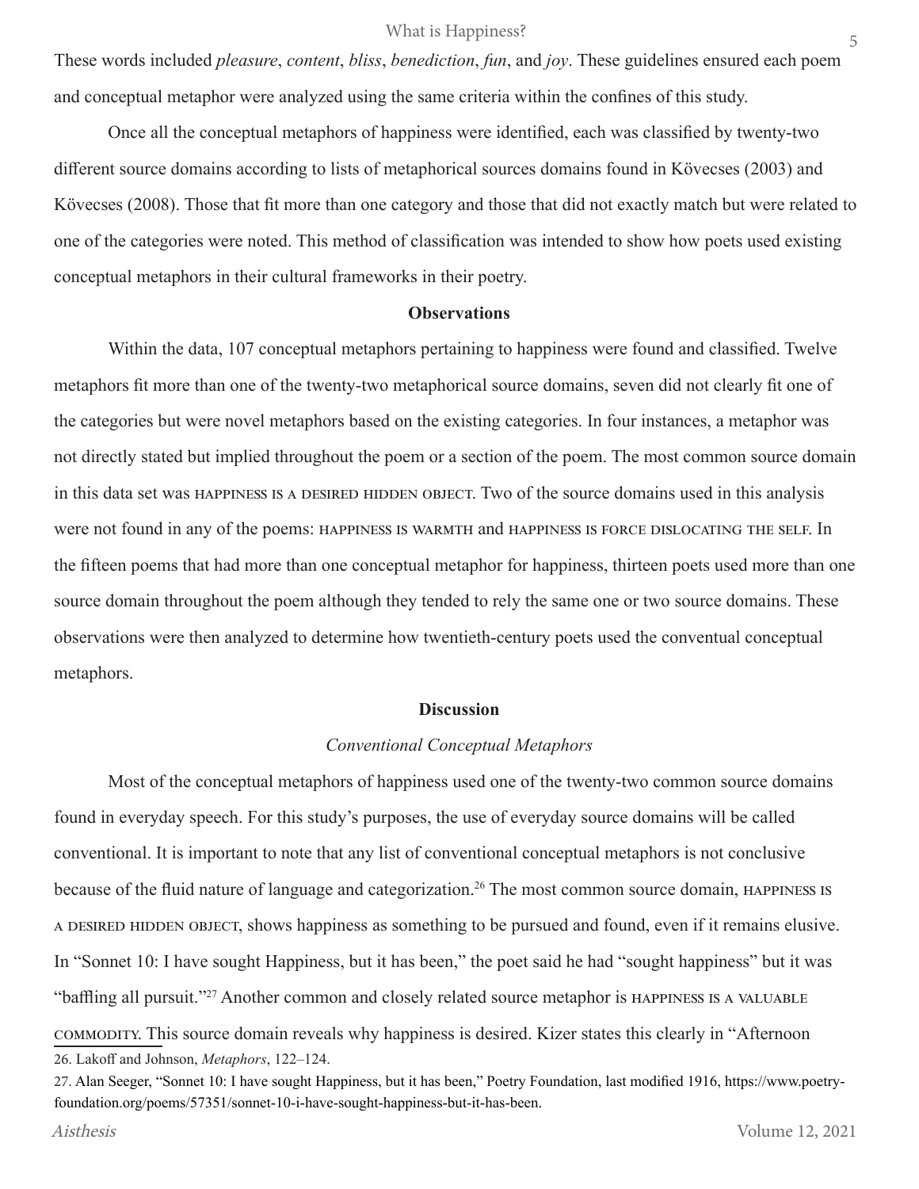These words included *pleasure*, *content*, *bliss*, *benediction*, *fun*, and *joy*. These guidelines ensured each poem and conceptual metaphor were analyzed using the same criteria within the confines of this study.

Once all the conceptual metaphors of happiness were identified, each was classified by twenty-two different source domains according to lists of metaphorical sources domains found in Kövecses (2003) and Kövecses (2008). Those that fit more than one category and those that did not exactly match but were related to one of the categories were noted. This method of classification was intended to show how poets used existing conceptual metaphors in their cultural frameworks in their poetry.

## Observations

Within the data, 107 conceptual metaphors pertaining to happiness were found and classified. Twelve metaphors fit more than one of the twenty-two metaphorical source domains, seven did not clearly fit one of the categories but were novel metaphors based on the existing categories. In four instances, a metaphor was not directly stated but implied throughout the poem or a section of the poem. The most common source domain in this data set was HAPPINESS IS A DESIRED HIDDEN OBJECT. Two of the source domains used in this analysis were not found in any of the poems: HAPPINESS IS WARMTH and HAPPINESS IS FORCE DISLOCATING THE SELF. In the fifteen poems that had more than one conceptual metaphor for happiness, thirteen poets used more than one source domain throughout the poem although they tended to rely the same one or two source domains. These observations were then analyzed to determine how twentieth-century poets used the conventual conceptual metaphors.

## Discussion

### *Conventional Conceptual Metaphors*

Most of the conceptual metaphors of happiness used one of the twenty-two common source domains found in everyday speech. For this study's purposes, the use of everyday source domains will be called conventional. It is important to note that any list of conventional conceptual metaphors is not conclusive because of the fluid nature of language and categorization.[26] The most common source domain, HAPPINESS IS A DESIRED HIDDEN OBJECT, shows happiness as something to be pursued and found, even if it remains elusive. In "Sonnet 10: I have sought Happiness, but it has been," the poet said he had "sought happiness" but it was "baffling all pursuit."[27] Another common and closely related source metaphor is HAPPINESS IS A VALUABLE COMMODITY. This source domain reveals why happiness is desired. Kizer states this clearly in "Afternoon

26. Lakoff and Johnson, *Metaphors*, 122–124.

27. Alan Seeger, "Sonnet 10: I have sought Happiness, but it has been," Poetry Foundation, last modified 1916, https://www.poetry-foundation.org/poems/57351/sonnet-10-i-have-sought-happiness-but-it-has-been.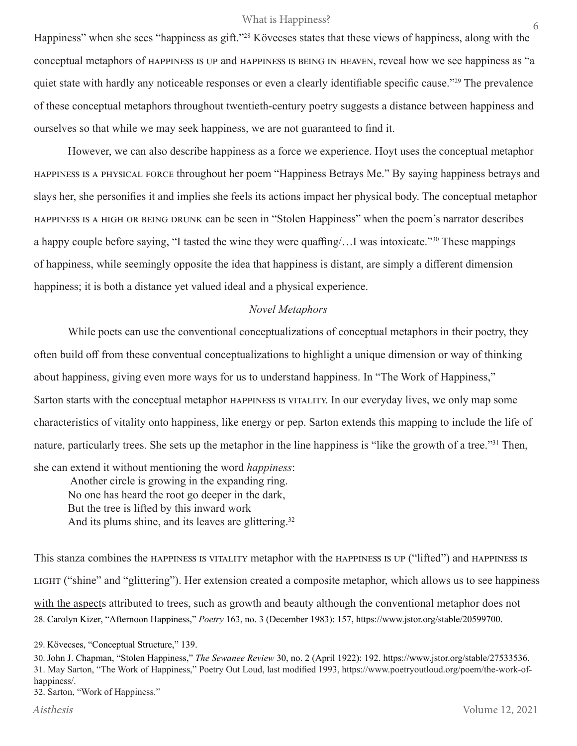Happiness" when she sees "happiness as gift."[28] Kövecses states that these views of happiness, along with the conceptual metaphors of HAPPINESS IS UP and HAPPINESS IS BEING IN HEAVEN, reveal how we see happiness as "a quiet state with hardly any noticeable responses or even a clearly identifiable specific cause."[29] The prevalence of these conceptual metaphors throughout twentieth-century poetry suggests a distance between happiness and ourselves so that while we may seek happiness, we are not guaranteed to find it.

However, we can also describe happiness as a force we experience. Hoyt uses the conceptual metaphor HAPPINESS IS A PHYSICAL FORCE throughout her poem "Happiness Betrays Me." By saying happiness betrays and slays her, she personifies it and implies she feels its actions impact her physical body. The conceptual metaphor HAPPINESS IS A HIGH OR BEING DRUNK can be seen in "Stolen Happiness" when the poem's narrator describes a happy couple before saying, "I tasted the wine they were quaffing/…I was intoxicate."[30] These mappings of happiness, while seemingly opposite the idea that happiness is distant, are simply a different dimension happiness; it is both a distance yet valued ideal and a physical experience.

### *Novel Metaphors*

While poets can use the conventional conceptualizations of conceptual metaphors in their poetry, they often build off from these conventual conceptualizations to highlight a unique dimension or way of thinking about happiness, giving even more ways for us to understand happiness. In "The Work of Happiness," Sarton starts with the conceptual metaphor HAPPINESS IS VITALITY. In our everyday lives, we only map some characteristics of vitality onto happiness, like energy or pep. Sarton extends this mapping to include the life of nature, particularly trees. She sets up the metaphor in the line happiness is "like the growth of a tree."[31] Then, she can extend it without mentioning the word *happiness*:

> Another circle is growing in the expanding ring.
> No one has heard the root go deeper in the dark,
> But the tree is lifted by this inward work
> And its plums shine, and its leaves are glittering.[32]

This stanza combines the HAPPINESS IS VITALITY metaphor with the HAPPINESS IS UP ("lifted") and HAPPINESS IS LIGHT ("shine" and "glittering"). Her extension created a composite metaphor, which allows us to see happiness with the aspects attributed to trees, such as growth and beauty although the conventional metaphor does not

28. Carolyn Kizer, "Afternoon Happiness," *Poetry* 163, no. 3 (December 1983): 157, https://www.jstor.org/stable/20599700.

29. Kövecses, "Conceptual Structure," 139.

30. John J. Chapman, "Stolen Happiness," *The Sewanee Review* 30, no. 2 (April 1922): 192. https://www.jstor.org/stable/27533536.

31. May Sarton, "The Work of Happiness," Poetry Out Loud, last modified 1993, https://www.poetryoutloud.org/poem/the-work-of-happiness/.

32. Sarton, "Work of Happiness."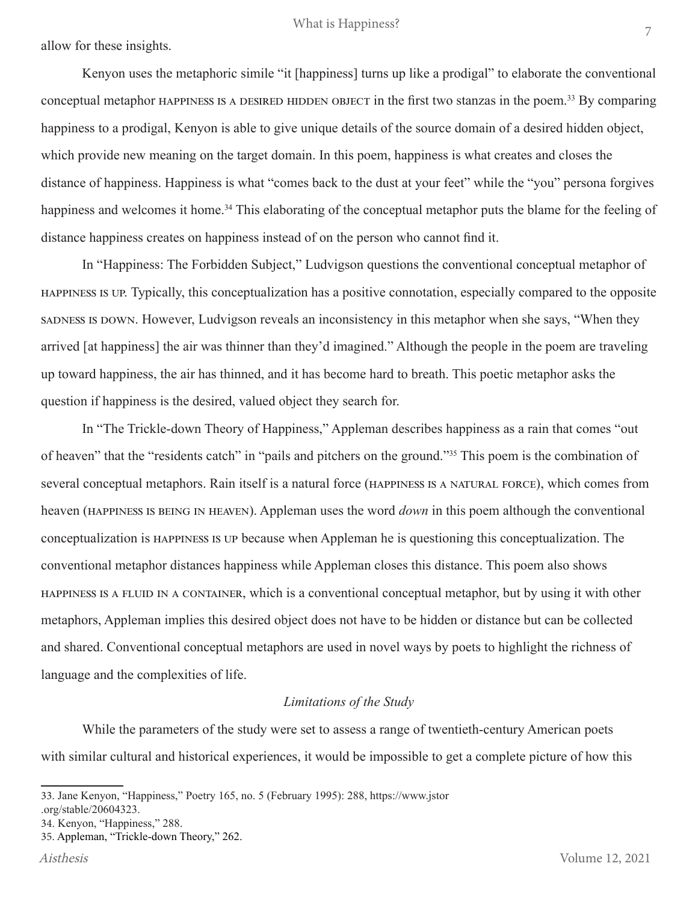allow for these insights.

Kenyon uses the metaphoric simile "it [happiness] turns up like a prodigal" to elaborate the conventional conceptual metaphor HAPPINESS IS A DESIRED HIDDEN OBJECT in the first two stanzas in the poem.[33] By comparing happiness to a prodigal, Kenyon is able to give unique details of the source domain of a desired hidden object, which provide new meaning on the target domain. In this poem, happiness is what creates and closes the distance of happiness. Happiness is what "comes back to the dust at your feet" while the "you" persona forgives happiness and welcomes it home.[34] This elaborating of the conceptual metaphor puts the blame for the feeling of distance happiness creates on happiness instead of on the person who cannot find it.

In "Happiness: The Forbidden Subject," Ludvigson questions the conventional conceptual metaphor of HAPPINESS IS UP. Typically, this conceptualization has a positive connotation, especially compared to the opposite SADNESS IS DOWN. However, Ludvigson reveals an inconsistency in this metaphor when she says, "When they arrived [at happiness] the air was thinner than they'd imagined." Although the people in the poem are traveling up toward happiness, the air has thinned, and it has become hard to breath. This poetic metaphor asks the question if happiness is the desired, valued object they search for.

In "The Trickle-down Theory of Happiness," Appleman describes happiness as a rain that comes "out of heaven" that the "residents catch" in "pails and pitchers on the ground."[35] This poem is the combination of several conceptual metaphors. Rain itself is a natural force (HAPPINESS IS A NATURAL FORCE), which comes from heaven (HAPPINESS IS BEING IN HEAVEN). Appleman uses the word *down* in this poem although the conventional conceptualization is HAPPINESS IS UP because when Appleman he is questioning this conceptualization. The conventional metaphor distances happiness while Appleman closes this distance. This poem also shows HAPPINESS IS A FLUID IN A CONTAINER, which is a conventional conceptual metaphor, but by using it with other metaphors, Appleman implies this desired object does not have to be hidden or distance but can be collected and shared. Conventional conceptual metaphors are used in novel ways by poets to highlight the richness of language and the complexities of life.

### *Limitations of the Study*

While the parameters of the study were set to assess a range of twentieth-century American poets with similar cultural and historical experiences, it would be impossible to get a complete picture of how this

---

33. Jane Kenyon, "Happiness," Poetry 165, no. 5 (February 1995): 288, https://www.jstor.org/stable/20604323.

34. Kenyon, "Happiness," 288.

35. Appleman, "Trickle-down Theory," 262.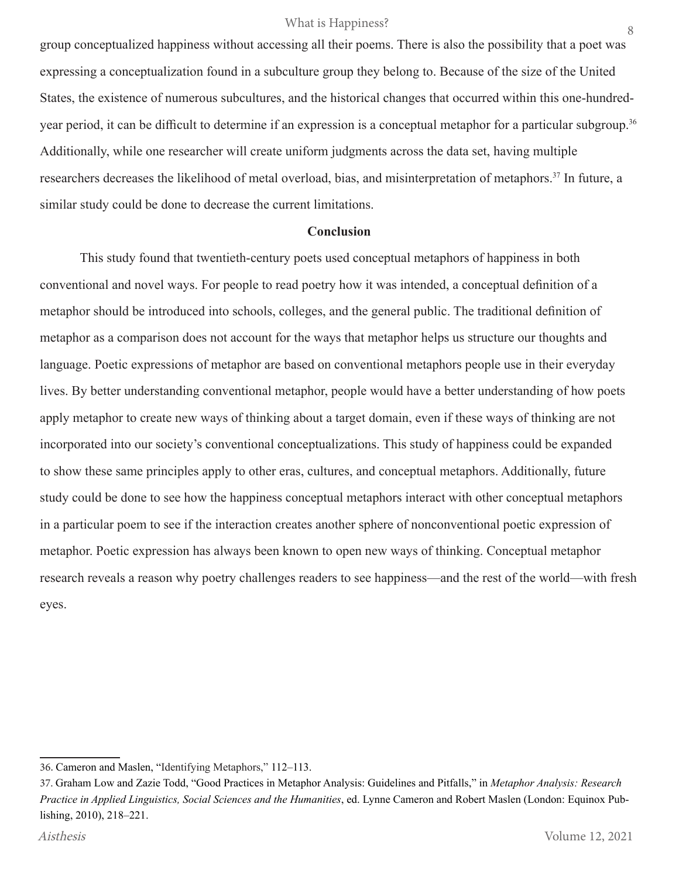group conceptualized happiness without accessing all their poems. There is also the possibility that a poet was expressing a conceptualization found in a subculture group they belong to. Because of the size of the United States, the existence of numerous subcultures, and the historical changes that occurred within this one-hundred-year period, it can be difficult to determine if an expression is a conceptual metaphor for a particular subgroup.[36] Additionally, while one researcher will create uniform judgments across the data set, having multiple researchers decreases the likelihood of metal overload, bias, and misinterpretation of metaphors.[37] In future, a similar study could be done to decrease the current limitations.

## Conclusion

This study found that twentieth-century poets used conceptual metaphors of happiness in both conventional and novel ways. For people to read poetry how it was intended, a conceptual definition of a metaphor should be introduced into schools, colleges, and the general public. The traditional definition of metaphor as a comparison does not account for the ways that metaphor helps us structure our thoughts and language. Poetic expressions of metaphor are based on conventional metaphors people use in their everyday lives. By better understanding conventional metaphor, people would have a better understanding of how poets apply metaphor to create new ways of thinking about a target domain, even if these ways of thinking are not incorporated into our society's conventional conceptualizations. This study of happiness could be expanded to show these same principles apply to other eras, cultures, and conceptual metaphors. Additionally, future study could be done to see how the happiness conceptual metaphors interact with other conceptual metaphors in a particular poem to see if the interaction creates another sphere of nonconventional poetic expression of metaphor. Poetic expression has always been known to open new ways of thinking. Conceptual metaphor research reveals a reason why poetry challenges readers to see happiness—and the rest of the world—with fresh eyes.

---

36. Cameron and Maslen, "Identifying Metaphors," 112–113.

37. Graham Low and Zazie Todd, "Good Practices in Metaphor Analysis: Guidelines and Pitfalls," in *Metaphor Analysis: Research Practice in Applied Linguistics, Social Sciences and the Humanities*, ed. Lynne Cameron and Robert Maslen (London: Equinox Publishing, 2010), 218–221.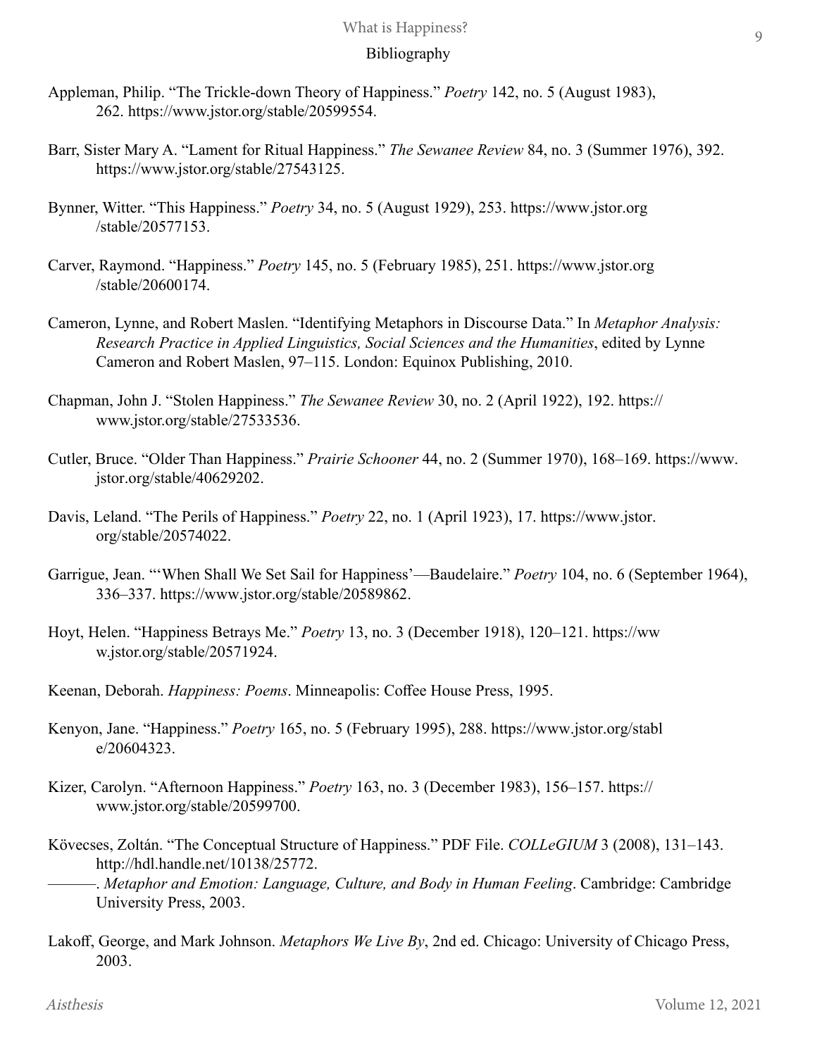## Bibliography

Appleman, Philip. "The Trickle-down Theory of Happiness." *Poetry* 142, no. 5 (August 1983), 262. https://www.jstor.org/stable/20599554.

Barr, Sister Mary A. "Lament for Ritual Happiness." *The Sewanee Review* 84, no. 3 (Summer 1976), 392. https://www.jstor.org/stable/27543125.

Bynner, Witter. "This Happiness." *Poetry* 34, no. 5 (August 1929), 253. https://www.jstor.org/stable/20577153.

Carver, Raymond. "Happiness." *Poetry* 145, no. 5 (February 1985), 251. https://www.jstor.org/stable/20600174.

Cameron, Lynne, and Robert Maslen. "Identifying Metaphors in Discourse Data." In *Metaphor Analysis: Research Practice in Applied Linguistics, Social Sciences and the Humanities*, edited by Lynne Cameron and Robert Maslen, 97–115. London: Equinox Publishing, 2010.

Chapman, John J. "Stolen Happiness." *The Sewanee Review* 30, no. 2 (April 1922), 192. https://www.jstor.org/stable/27533536.

Cutler, Bruce. "Older Than Happiness." *Prairie Schooner* 44, no. 2 (Summer 1970), 168–169. https://www.jstor.org/stable/40629202.

Davis, Leland. "The Perils of Happiness." *Poetry* 22, no. 1 (April 1923), 17. https://www.jstor.org/stable/20574022.

Garrigue, Jean. "'When Shall We Set Sail for Happiness'—Baudelaire." *Poetry* 104, no. 6 (September 1964), 336–337. https://www.jstor.org/stable/20589862.

Hoyt, Helen. "Happiness Betrays Me." *Poetry* 13, no. 3 (December 1918), 120–121. https://www.jstor.org/stable/20571924.

Keenan, Deborah. *Happiness: Poems*. Minneapolis: Coffee House Press, 1995.

Kenyon, Jane. "Happiness." *Poetry* 165, no. 5 (February 1995), 288. https://www.jstor.org/stable/20604323.

Kizer, Carolyn. "Afternoon Happiness." *Poetry* 163, no. 3 (December 1983), 156–157. https://www.jstor.org/stable/20599700.

Kövecses, Zoltán. "The Conceptual Structure of Happiness." PDF File. *COLLeGIUM* 3 (2008), 131–143. http://hdl.handle.net/10138/25772.

———. *Metaphor and Emotion: Language, Culture, and Body in Human Feeling*. Cambridge: Cambridge University Press, 2003.

Lakoff, George, and Mark Johnson. *Metaphors We Live By*, 2nd ed. Chicago: University of Chicago Press, 2003.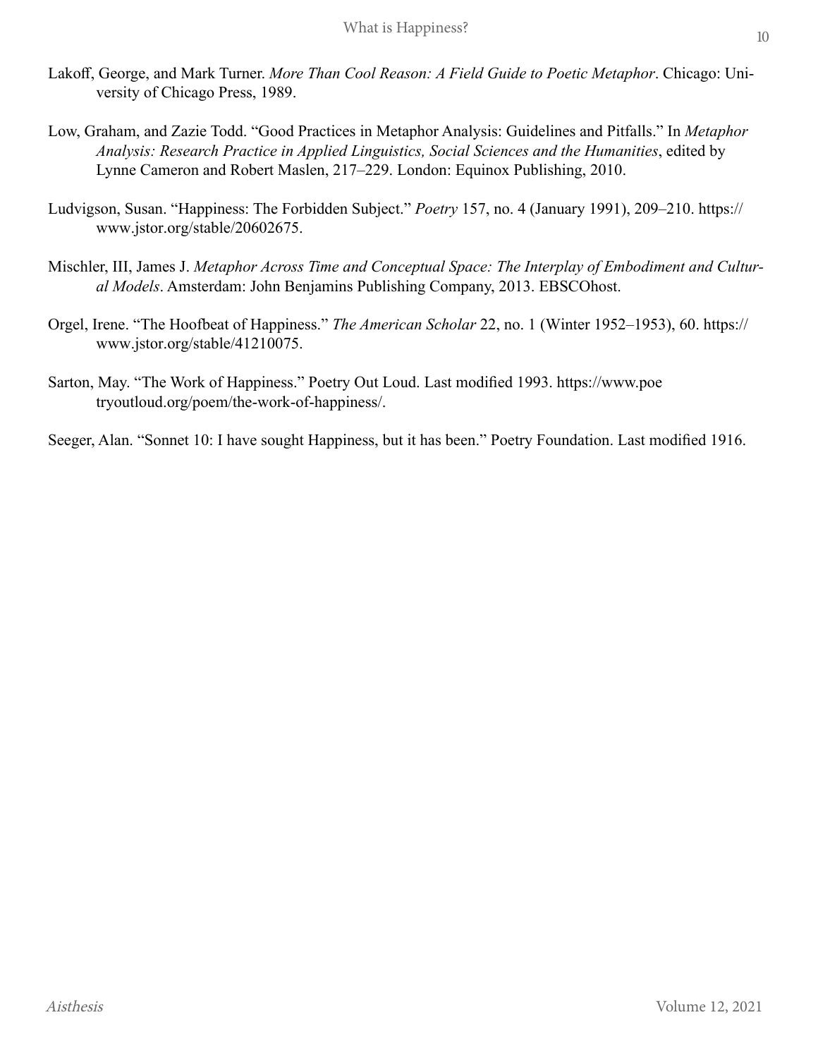Lakoff, George, and Mark Turner. *More Than Cool Reason: A Field Guide to Poetic Metaphor*. Chicago: University of Chicago Press, 1989.

Low, Graham, and Zazie Todd. "Good Practices in Metaphor Analysis: Guidelines and Pitfalls." In *Metaphor Analysis: Research Practice in Applied Linguistics, Social Sciences and the Humanities*, edited by Lynne Cameron and Robert Maslen, 217–229. London: Equinox Publishing, 2010.

Ludvigson, Susan. "Happiness: The Forbidden Subject." *Poetry* 157, no. 4 (January 1991), 209–210. https://www.jstor.org/stable/20602675.

Mischler, III, James J. *Metaphor Across Time and Conceptual Space: The Interplay of Embodiment and Cultural Models*. Amsterdam: John Benjamins Publishing Company, 2013. EBSCOhost.

Orgel, Irene. "The Hoofbeat of Happiness." *The American Scholar* 22, no. 1 (Winter 1952–1953), 60. https://www.jstor.org/stable/41210075.

Sarton, May. "The Work of Happiness." Poetry Out Loud. Last modified 1993. https://www.poetryoutloud.org/poem/the-work-of-happiness/.

Seeger, Alan. "Sonnet 10: I have sought Happiness, but it has been." Poetry Foundation. Last modified 1916.